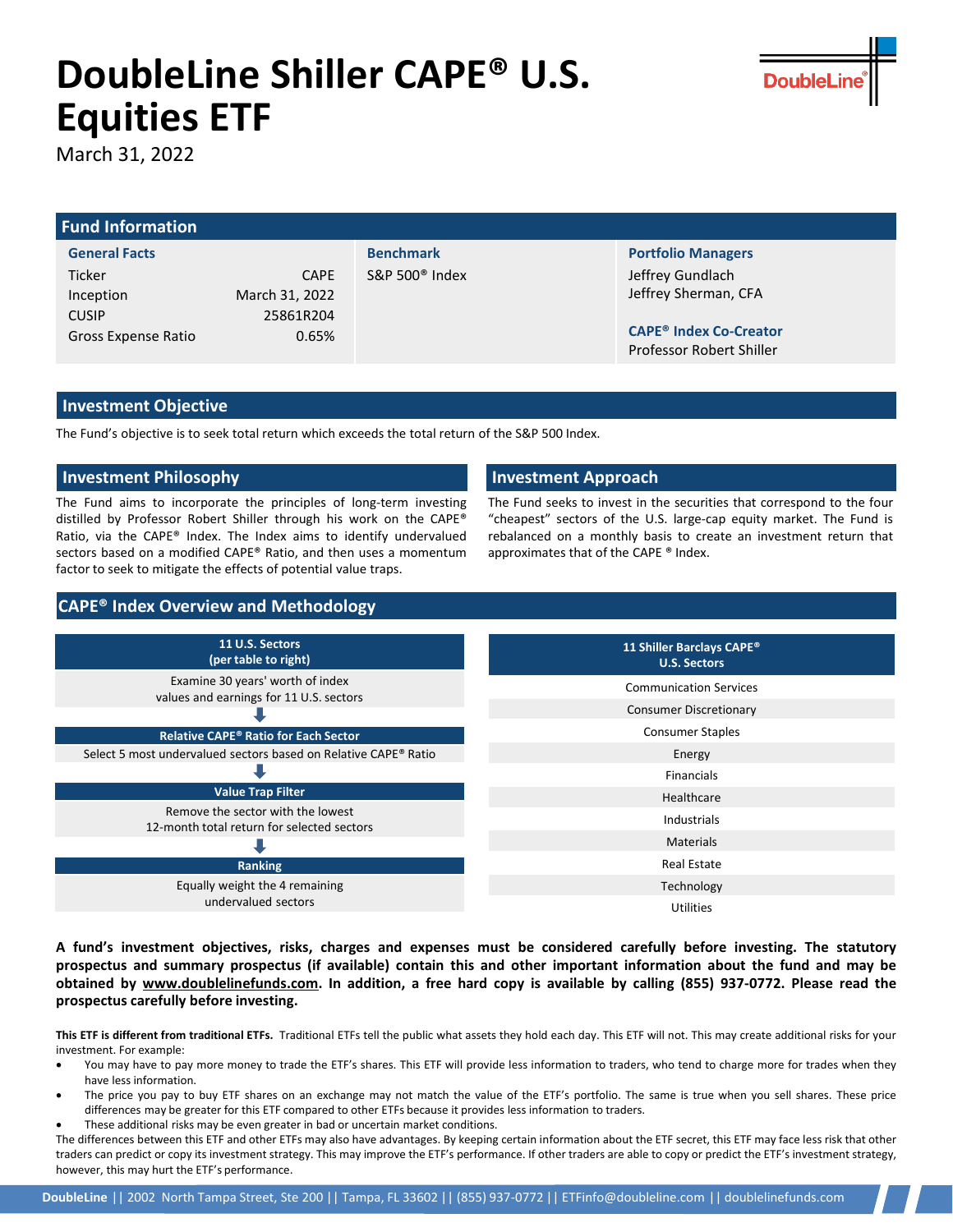# DoubleLine Shiller CAPE® U.S. Equities ETF

March 31, 2022

## Fund Information

| General Facts | | Benchmark | Portfolio Managers |
|---|---|---|---|
| Ticker | CAPE | S&P 500® Index | Jeffrey Gundlach |
| Inception | March 31, 2022 | | Jeffrey Sherman, CFA |
| CUSIP | 25861R204 | | **CAPE® Index Co-Creator** |
| Gross Expense Ratio | 0.65% | | Professor Robert Shiller |

## Investment Objective

The Fund's objective is to seek total return which exceeds the total return of the S&P 500 Index.

## Investment Philosophy

The Fund aims to incorporate the principles of long-term investing distilled by Professor Robert Shiller through his work on the CAPE® Ratio, via the CAPE® Index. The Index aims to identify undervalued sectors based on a modified CAPE® Ratio, and then uses a momentum factor to seek to mitigate the effects of potential value traps.

## Investment Approach

The Fund seeks to invest in the securities that correspond to the four "cheapest" sectors of the U.S. large-cap equity market. The Fund is rebalanced on a monthly basis to create an investment return that approximates that of the CAPE ® Index.

## CAPE® Index Overview and Methodology

**11 U.S. Sectors (per table to right)**

Examine 30 years' worth of index values and earnings for 11 U.S. sectors

⬇

**Relative CAPE® Ratio for Each Sector**

Select 5 most undervalued sectors based on Relative CAPE® Ratio

⬇

**Value Trap Filter**

Remove the sector with the lowest 12-month total return for selected sectors

⬇

**Ranking**

Equally weight the 4 remaining undervalued sectors

| 11 Shiller Barclays CAPE® U.S. Sectors |
|---|
| Communication Services |
| Consumer Discretionary |
| Consumer Staples |
| Energy |
| Financials |
| Healthcare |
| Industrials |
| Materials |
| Real Estate |
| Technology |
| Utilities |

**A fund's investment objectives, risks, charges and expenses must be considered carefully before investing. The statutory prospectus and summary prospectus (if available) contain this and other important information about the fund and may be obtained by www.doublelinefunds.com. In addition, a free hard copy is available by calling (855) 937-0772. Please read the prospectus carefully before investing.**

**This ETF is different from traditional ETFs.** Traditional ETFs tell the public what assets they hold each day. This ETF will not. This may create additional risks for your investment. For example:

- You may have to pay more money to trade the ETF's shares. This ETF will provide less information to traders, who tend to charge more for trades when they have less information.
- The price you pay to buy ETF shares on an exchange may not match the value of the ETF's portfolio. The same is true when you sell shares. These price differences may be greater for this ETF compared to other ETFs because it provides less information to traders.
- These additional risks may be even greater in bad or uncertain market conditions.

The differences between this ETF and other ETFs may also have advantages. By keeping certain information about the ETF secret, this ETF may face less risk that other traders can predict or copy its investment strategy. This may improve the ETF's performance. If other traders are able to copy or predict the ETF's investment strategy, however, this may hurt the ETF's performance.

**DoubleLine** || 2002 North Tampa Street, Ste 200 || Tampa, FL 33602 || (855) 937-0772 || ETFinfo@doubleline.com || doublelinefunds.com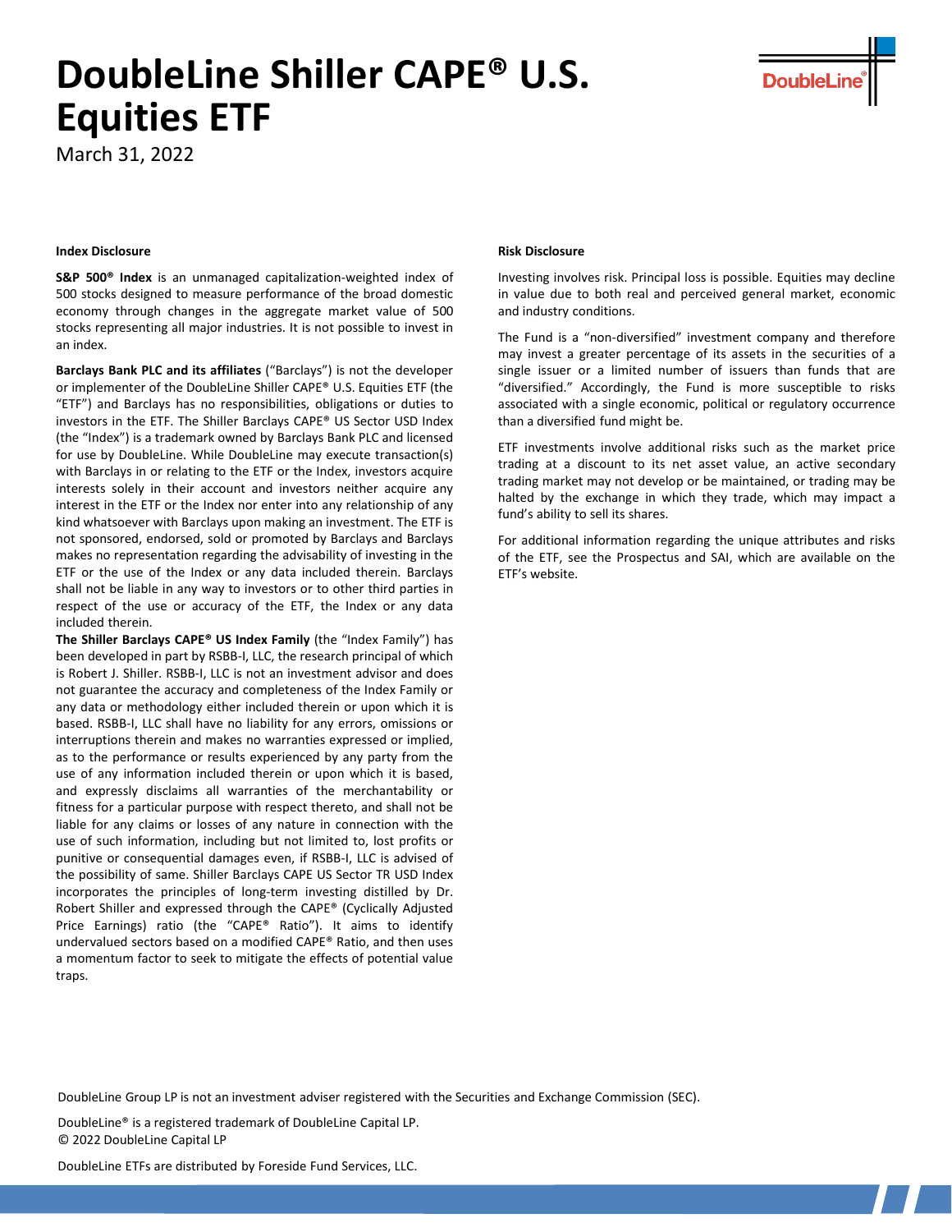# DoubleLine Shiller CAPE® U.S. Equities ETF

March 31, 2022

### Index Disclosure

**S&P 500® Index** is an unmanaged capitalization-weighted index of 500 stocks designed to measure performance of the broad domestic economy through changes in the aggregate market value of 500 stocks representing all major industries. It is not possible to invest in an index.

**Barclays Bank PLC and its affiliates** ("Barclays") is not the developer or implementer of the DoubleLine Shiller CAPE® U.S. Equities ETF (the "ETF") and Barclays has no responsibilities, obligations or duties to investors in the ETF. The Shiller Barclays CAPE® US Sector USD Index (the "Index") is a trademark owned by Barclays Bank PLC and licensed for use by DoubleLine. While DoubleLine may execute transaction(s) with Barclays in or relating to the ETF or the Index, investors acquire interests solely in their account and investors neither acquire any interest in the ETF or the Index nor enter into any relationship of any kind whatsoever with Barclays upon making an investment. The ETF is not sponsored, endorsed, sold or promoted by Barclays and Barclays makes no representation regarding the advisability of investing in the ETF or the use of the Index or any data included therein. Barclays shall not be liable in any way to investors or to other third parties in respect of the use or accuracy of the ETF, the Index or any data included therein.

**The Shiller Barclays CAPE® US Index Family** (the "Index Family") has been developed in part by RSBB-I, LLC, the research principal of which is Robert J. Shiller. RSBB-I, LLC is not an investment advisor and does not guarantee the accuracy and completeness of the Index Family or any data or methodology either included therein or upon which it is based. RSBB-I, LLC shall have no liability for any errors, omissions or interruptions therein and makes no warranties expressed or implied, as to the performance or results experienced by any party from the use of any information included therein or upon which it is based, and expressly disclaims all warranties of the merchantability or fitness for a particular purpose with respect thereto, and shall not be liable for any claims or losses of any nature in connection with the use of such information, including but not limited to, lost profits or punitive or consequential damages even, if RSBB-I, LLC is advised of the possibility of same. Shiller Barclays CAPE US Sector TR USD Index incorporates the principles of long-term investing distilled by Dr. Robert Shiller and expressed through the CAPE® (Cyclically Adjusted Price Earnings) ratio (the "CAPE® Ratio"). It aims to identify undervalued sectors based on a modified CAPE® Ratio, and then uses a momentum factor to seek to mitigate the effects of potential value traps.

### Risk Disclosure

Investing involves risk. Principal loss is possible. Equities may decline in value due to both real and perceived general market, economic and industry conditions.

The Fund is a "non-diversified" investment company and therefore may invest a greater percentage of its assets in the securities of a single issuer or a limited number of issuers than funds that are "diversified." Accordingly, the Fund is more susceptible to risks associated with a single economic, political or regulatory occurrence than a diversified fund might be.

ETF investments involve additional risks such as the market price trading at a discount to its net asset value, an active secondary trading market may not develop or be maintained, or trading may be halted by the exchange in which they trade, which may impact a fund's ability to sell its shares.

For additional information regarding the unique attributes and risks of the ETF, see the Prospectus and SAI, which are available on the ETF's website.

DoubleLine Group LP is not an investment adviser registered with the Securities and Exchange Commission (SEC).

DoubleLine® is a registered trademark of DoubleLine Capital LP.
© 2022 DoubleLine Capital LP

DoubleLine ETFs are distributed by Foreside Fund Services, LLC.